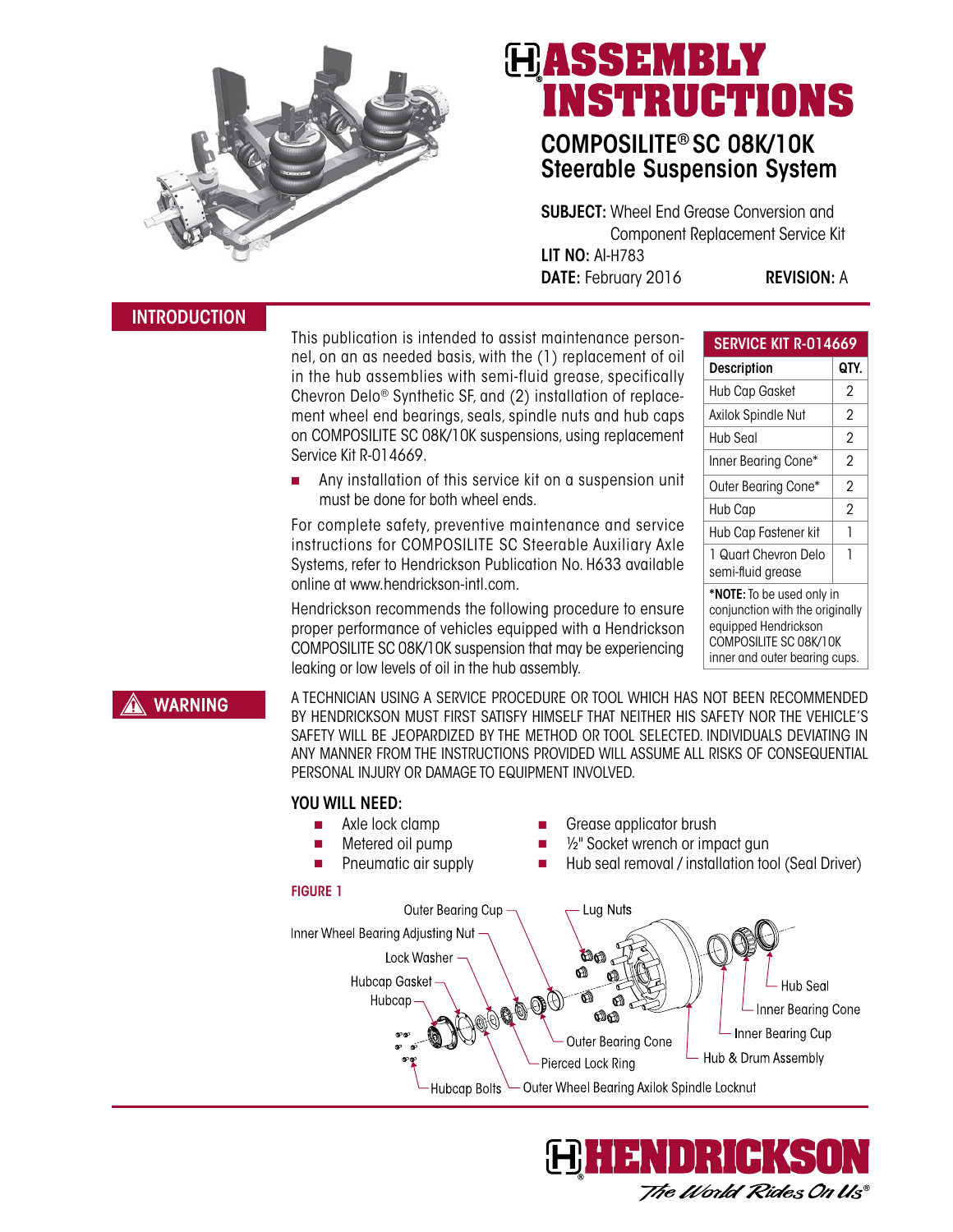# ASSEMBLY INSTRUCTIONS

## COMPOSILITE® SC 08K/10K Steerable Suspension System

**SUBJECT:** Wheel End Grease Conversion and Component Replacement Service Kit
**LIT NO:** AI-H783
**DATE:** February 2016 **REVISION:** A

## INTRODUCTION

This publication is intended to assist maintenance personnel, on an as needed basis, with the (1) replacement of oil in the hub assemblies with semi-fluid grease, specifically Chevron Delo® Synthetic SF, and (2) installation of replacement wheel end bearings, seals, spindle nuts and hub caps on COMPOSILITE SC 08K/10K suspensions, using replacement Service Kit R-014669.

- Any installation of this service kit on a suspension unit must be done for both wheel ends.

For complete safety, preventive maintenance and service instructions for COMPOSILITE SC Steerable Auxiliary Axle Systems, refer to Hendrickson Publication No. H633 available online at www.hendrickson-intl.com.

Hendrickson recommends the following procedure to ensure proper performance of vehicles equipped with a Hendrickson COMPOSILITE SC 08K/10K suspension that may be experiencing leaking or low levels of oil in the hub assembly.

| SERVICE KIT R-014669 | |
|---|---|
| **Description** | **QTY.** |
| Hub Cap Gasket | 2 |
| Axilok Spindle Nut | 2 |
| Hub Seal | 2 |
| Inner Bearing Cone* | 2 |
| Outer Bearing Cone* | 2 |
| Hub Cap | 2 |
| Hub Cap Fastener kit | 1 |
| 1 Quart Chevron Delo semi-fluid grease | 1 |

***NOTE:** To be used only in conjunction with the originally equipped Hendrickson COMPOSILITE SC 08K/10K inner and outer bearing cups.

## WARNING

A TECHNICIAN USING A SERVICE PROCEDURE OR TOOL WHICH HAS NOT BEEN RECOMMENDED BY HENDRICKSON MUST FIRST SATISFY HIMSELF THAT NEITHER HIS SAFETY NOR THE VEHICLE'S SAFETY WILL BE JEOPARDIZED BY THE METHOD OR TOOL SELECTED. INDIVIDUALS DEVIATING IN ANY MANNER FROM THE INSTRUCTIONS PROVIDED WILL ASSUME ALL RISKS OF CONSEQUENTIAL PERSONAL INJURY OR DAMAGE TO EQUIPMENT INVOLVED.

### YOU WILL NEED:

- Axle lock clamp
- Metered oil pump
- Pneumatic air supply
- Grease applicator brush
- ½" Socket wrench or impact gun
- Hub seal removal / installation tool (Seal Driver)

FIGURE 1

Outer Bearing Cup, Lug Nuts, Inner Wheel Bearing Adjusting Nut, Lock Washer, Hubcap Gasket, Hubcap, Hub Seal, Inner Bearing Cone, Inner Bearing Cup, Outer Bearing Cone, Hub & Drum Assembly, Pierced Lock Ring, Hubcap Bolts, Outer Wheel Bearing Axilok Spindle Locknut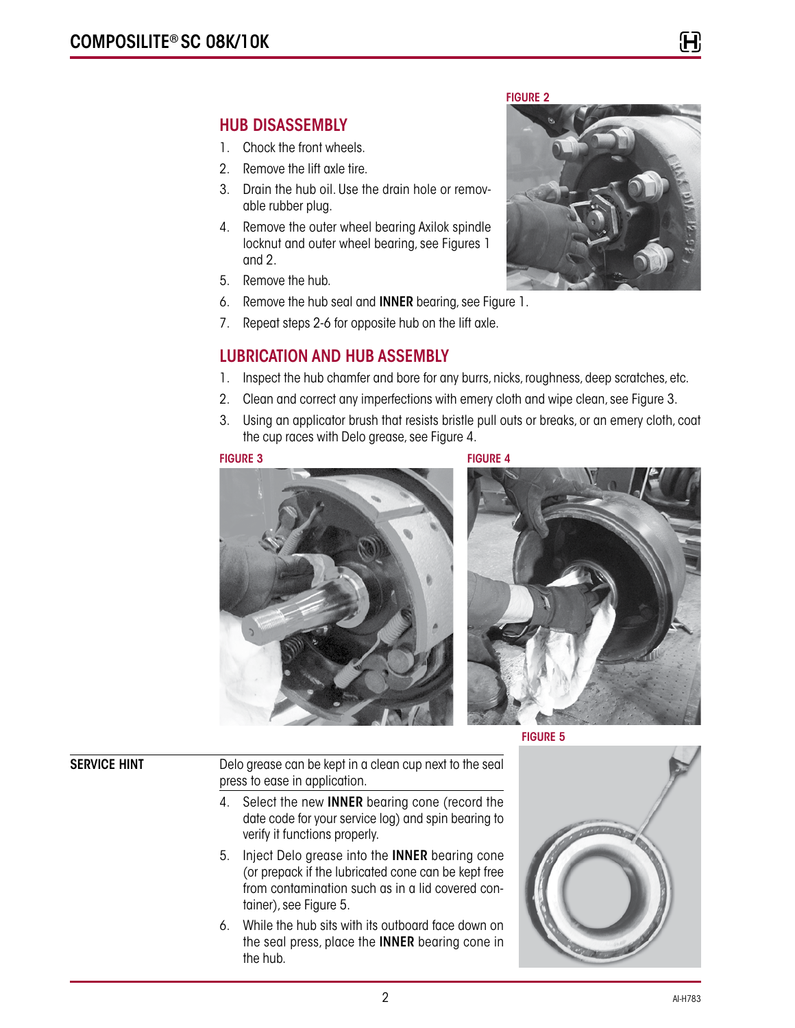## HUB DISASSEMBLY

1. Chock the front wheels.
2. Remove the lift axle tire.
3. Drain the hub oil. Use the drain hole or removable rubber plug.
4. Remove the outer wheel bearing Axilok spindle locknut and outer wheel bearing, see Figures 1 and 2.
5. Remove the hub.
6. Remove the hub seal and **INNER** bearing, see Figure 1.
7. Repeat steps 2-6 for opposite hub on the lift axle.

FIGURE 2

## LUBRICATION AND HUB ASSEMBLY

1. Inspect the hub chamfer and bore for any burrs, nicks, roughness, deep scratches, etc.
2. Clean and correct any imperfections with emery cloth and wipe clean, see Figure 3.
3. Using an applicator brush that resists bristle pull outs or breaks, or an emery cloth, coat the cup races with Delo grease, see Figure 4.

FIGURE 3

FIGURE 4

**SERVICE HINT**

Delo grease can be kept in a clean cup next to the seal press to ease in application.

4. Select the new **INNER** bearing cone (record the date code for your service log) and spin bearing to verify it functions properly.
5. Inject Delo grease into the **INNER** bearing cone (or prepack if the lubricated cone can be kept free from contamination such as in a lid covered container), see Figure 5.
6. While the hub sits with its outboard face down on the seal press, place the **INNER** bearing cone in the hub.

FIGURE 5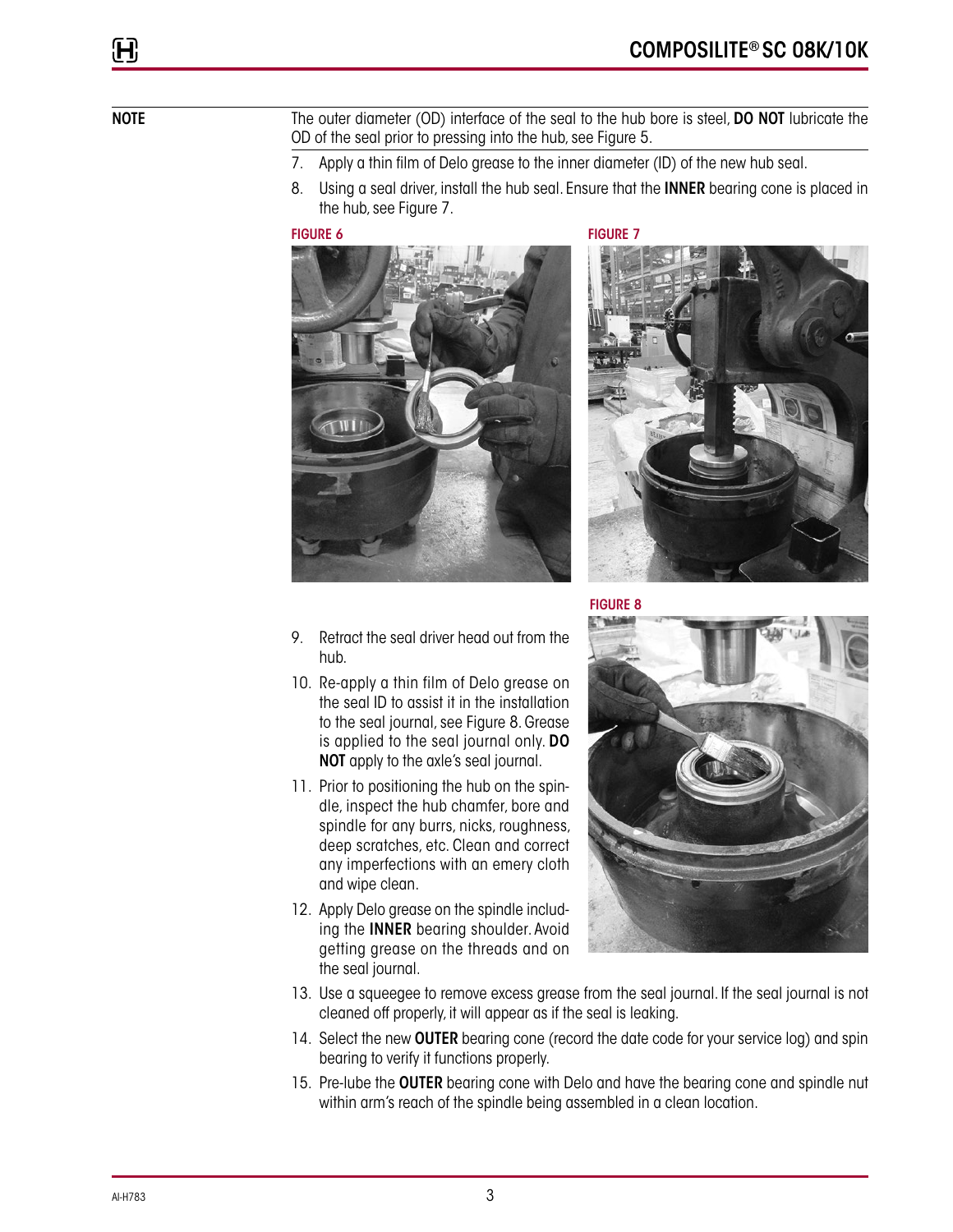**NOTE**

The outer diameter (OD) interface of the seal to the hub bore is steel, **DO NOT** lubricate the OD of the seal prior to pressing into the hub, see Figure 5.

7. Apply a thin film of Delo grease to the inner diameter (ID) of the new hub seal.
8. Using a seal driver, install the hub seal. Ensure that the **INNER** bearing cone is placed in the hub, see Figure 7.

**FIGURE 6**

**FIGURE 7**

**FIGURE 8**

9. Retract the seal driver head out from the hub.
10. Re-apply a thin film of Delo grease on the seal ID to assist it in the installation to the seal journal, see Figure 8. Grease is applied to the seal journal only. **DO NOT** apply to the axle's seal journal.
11. Prior to positioning the hub on the spindle, inspect the hub chamfer, bore and spindle for any burrs, nicks, roughness, deep scratches, etc. Clean and correct any imperfections with an emery cloth and wipe clean.
12. Apply Delo grease on the spindle including the **INNER** bearing shoulder. Avoid getting grease on the threads and on the seal journal.
13. Use a squeegee to remove excess grease from the seal journal. If the seal journal is not cleaned off properly, it will appear as if the seal is leaking.
14. Select the new **OUTER** bearing cone (record the date code for your service log) and spin bearing to verify it functions properly.
15. Pre-lube the **OUTER** bearing cone with Delo and have the bearing cone and spindle nut within arm's reach of the spindle being assembled in a clean location.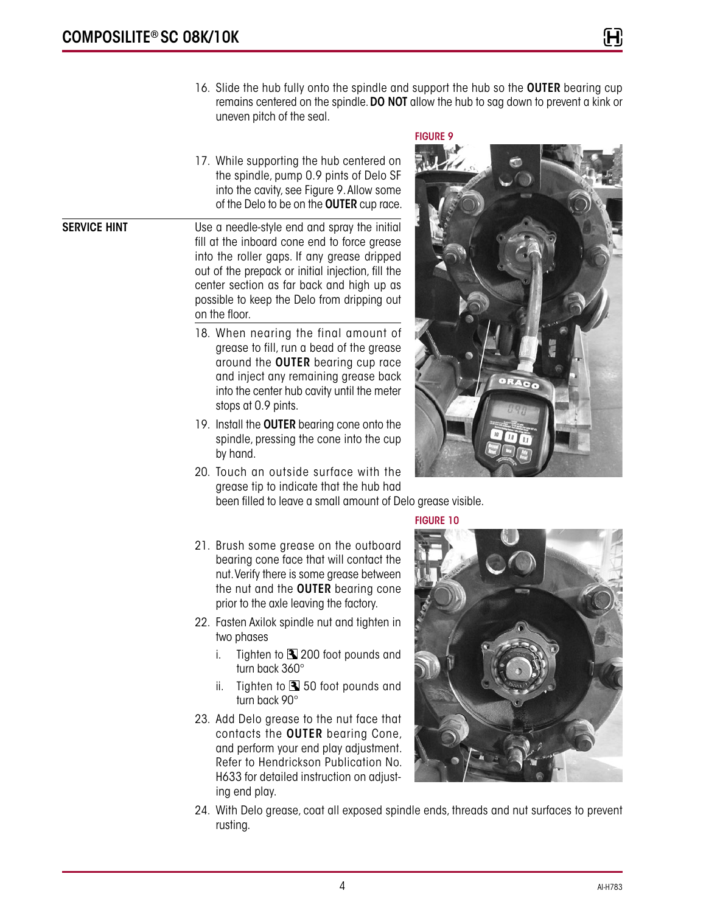16. Slide the hub fully onto the spindle and support the hub so the **OUTER** bearing cup remains centered on the spindle. **DO NOT** allow the hub to sag down to prevent a kink or uneven pitch of the seal.

FIGURE 9

17. While supporting the hub centered on the spindle, pump 0.9 pints of Delo SF into the cavity, see Figure 9. Allow some of the Delo to be on the **OUTER** cup race.

**SERVICE HINT** Use a needle-style end and spray the initial fill at the inboard cone end to force grease into the roller gaps. If any grease dripped out of the prepack or initial injection, fill the center section as far back and high up as possible to keep the Delo from dripping out on the floor.

18. When nearing the final amount of grease to fill, run a bead of the grease around the **OUTER** bearing cup race and inject any remaining grease back into the center hub cavity until the meter stops at 0.9 pints.
19. Install the **OUTER** bearing cone onto the spindle, pressing the cone into the cup by hand.
20. Touch an outside surface with the grease tip to indicate that the hub had been filled to leave a small amount of Delo grease visible.

FIGURE 10

21. Brush some grease on the outboard bearing cone face that will contact the nut. Verify there is some grease between the nut and the **OUTER** bearing cone prior to the axle leaving the factory.
22. Fasten Axilok spindle nut and tighten in two phases
    i. Tighten to 200 foot pounds and turn back 360°
    ii. Tighten to 50 foot pounds and turn back 90°
23. Add Delo grease to the nut face that contacts the **OUTER** bearing Cone, and perform your end play adjustment. Refer to Hendrickson Publication No. H633 for detailed instruction on adjusting end play.
24. With Delo grease, coat all exposed spindle ends, threads and nut surfaces to prevent rusting.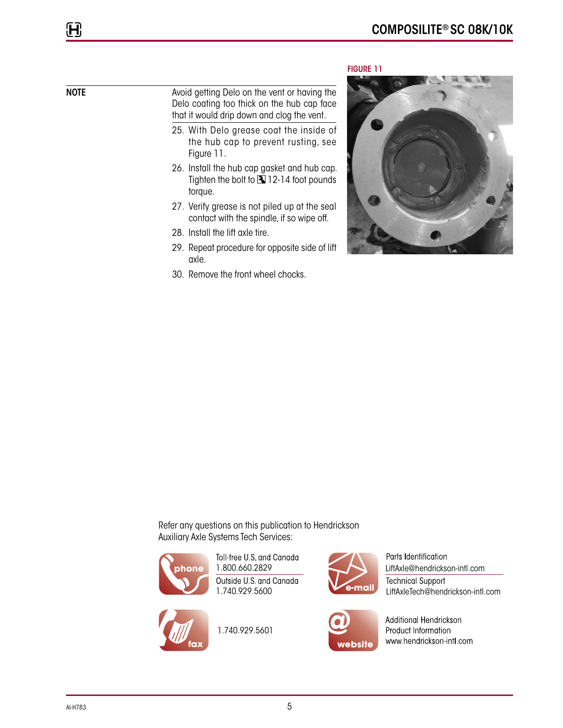**NOTE** Avoid getting Delo on the vent or having the Delo coating too thick on the hub cap face that it would drip down and clog the vent.

25. With Delo grease coat the inside of the hub cap to prevent rusting, see Figure 11.
26. Install the hub cap gasket and hub cap. Tighten the bolt to 12-14 foot pounds torque.
27. Verify grease is not piled up at the seal contact with the spindle, if so wipe off.
28. Install the lift axle tire.
29. Repeat procedure for opposite side of lift axle.
30. Remove the front wheel chocks.

FIGURE 11

Refer any questions on this publication to Hendrickson Auxiliary Axle Systems Tech Services:

phone
Toll-free U.S. and Canada
1.800.660.2829
Outside U.S. and Canada
1.740.929.5600

fax
1.740.929.5601

e-mail
Parts Identification
LiftAxle@hendrickson-intl.com
Technical Support
LiftAxleTech@hendrickson-intl.com

website
Additional Hendrickson Product Information
www.hendrickson-intl.com

AI-H783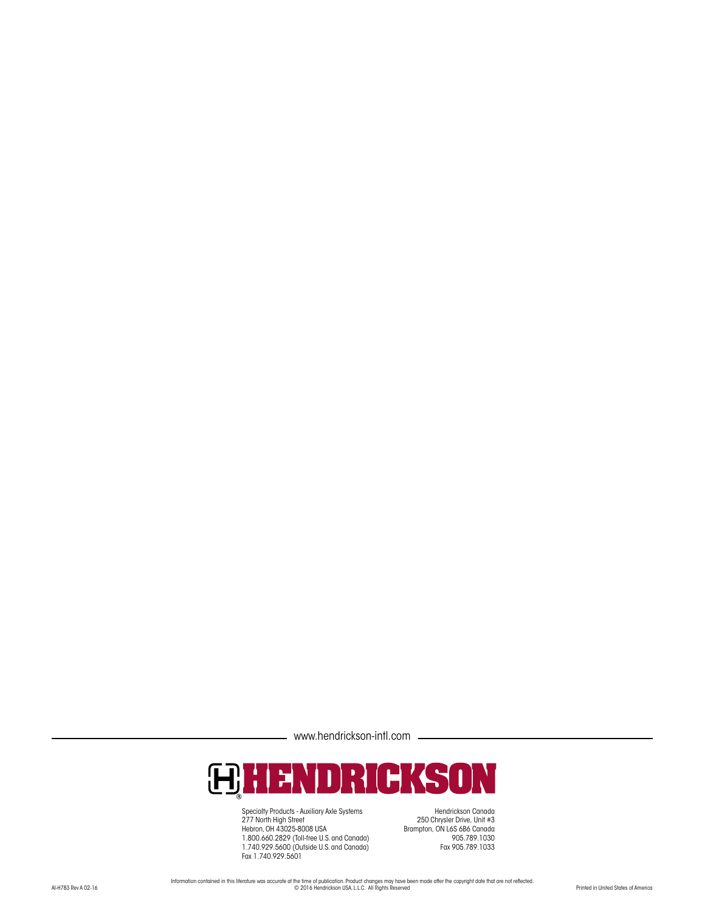www.hendrickson-intl.com

**HENDRICKSON**

Specialty Products - Auxiliary Axle Systems
277 North High Street
Hebron, OH 43025-8008 USA
1.800.660.2829 (Toll-free U.S. and Canada)
1.740.929.5600 (Outside U.S. and Canada)
Fax 1.740.929.5601

Hendrickson Canada
250 Chrysler Drive, Unit #3
Brampton, ON L6S 6B6 Canada
905.789.1030
Fax 905.789.1033

AI-H783 Rev A 02-16

Information contained in this literature was accurate at the time of publication. Product changes may have been made after the copyright date that are not reflected.
© 2016 Hendrickson USA, L.L.C. All Rights Reserved

Printed in United States of America